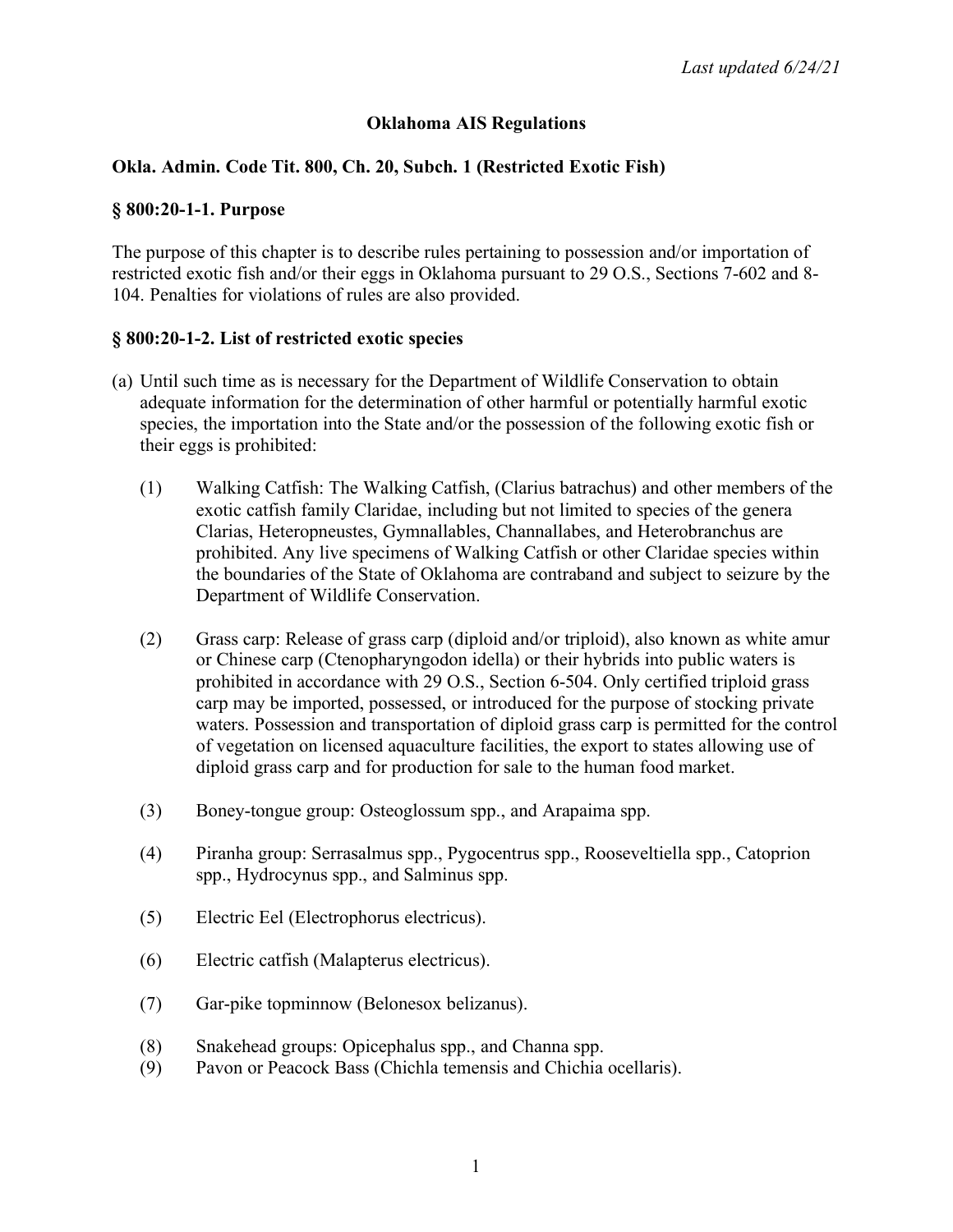*Last updated 6/24/21*

# Oklahoma AIS Regulations

## Okla. Admin. Code Tit. 800, Ch. 20, Subch. 1 (Restricted Exotic Fish)

### § 800:20-1-1. Purpose

The purpose of this chapter is to describe rules pertaining to possession and/or importation of restricted exotic fish and/or their eggs in Oklahoma pursuant to 29 O.S., Sections 7-602 and 8-104. Penalties for violations of rules are also provided.

### § 800:20-1-2. List of restricted exotic species

(a) Until such time as is necessary for the Department of Wildlife Conservation to obtain adequate information for the determination of other harmful or potentially harmful exotic species, the importation into the State and/or the possession of the following exotic fish or their eggs is prohibited:

(1) Walking Catfish: The Walking Catfish, (Clarius batrachus) and other members of the exotic catfish family Claridae, including but not limited to species of the genera Clarias, Heteropneustes, Gymnallables, Channallabes, and Heterobranchus are prohibited. Any live specimens of Walking Catfish or other Claridae species within the boundaries of the State of Oklahoma are contraband and subject to seizure by the Department of Wildlife Conservation.

(2) Grass carp: Release of grass carp (diploid and/or triploid), also known as white amur or Chinese carp (Ctenopharyngodon idella) or their hybrids into public waters is prohibited in accordance with 29 O.S., Section 6-504. Only certified triploid grass carp may be imported, possessed, or introduced for the purpose of stocking private waters. Possession and transportation of diploid grass carp is permitted for the control of vegetation on licensed aquaculture facilities, the export to states allowing use of diploid grass carp and for production for sale to the human food market.

(3) Boney-tongue group: Osteoglossum spp., and Arapaima spp.

(4) Piranha group: Serrasalmus spp., Pygocentrus spp., Rooseveltiella spp., Catoprion spp., Hydrocynus spp., and Salminus spp.

(5) Electric Eel (Electrophorus electricus).

(6) Electric catfish (Malapterus electricus).

(7) Gar-pike topminnow (Belonesox belizanus).

(8) Snakehead groups: Opicephalus spp., and Channa spp.

(9) Pavon or Peacock Bass (Chichla temensis and Chichia ocellaris).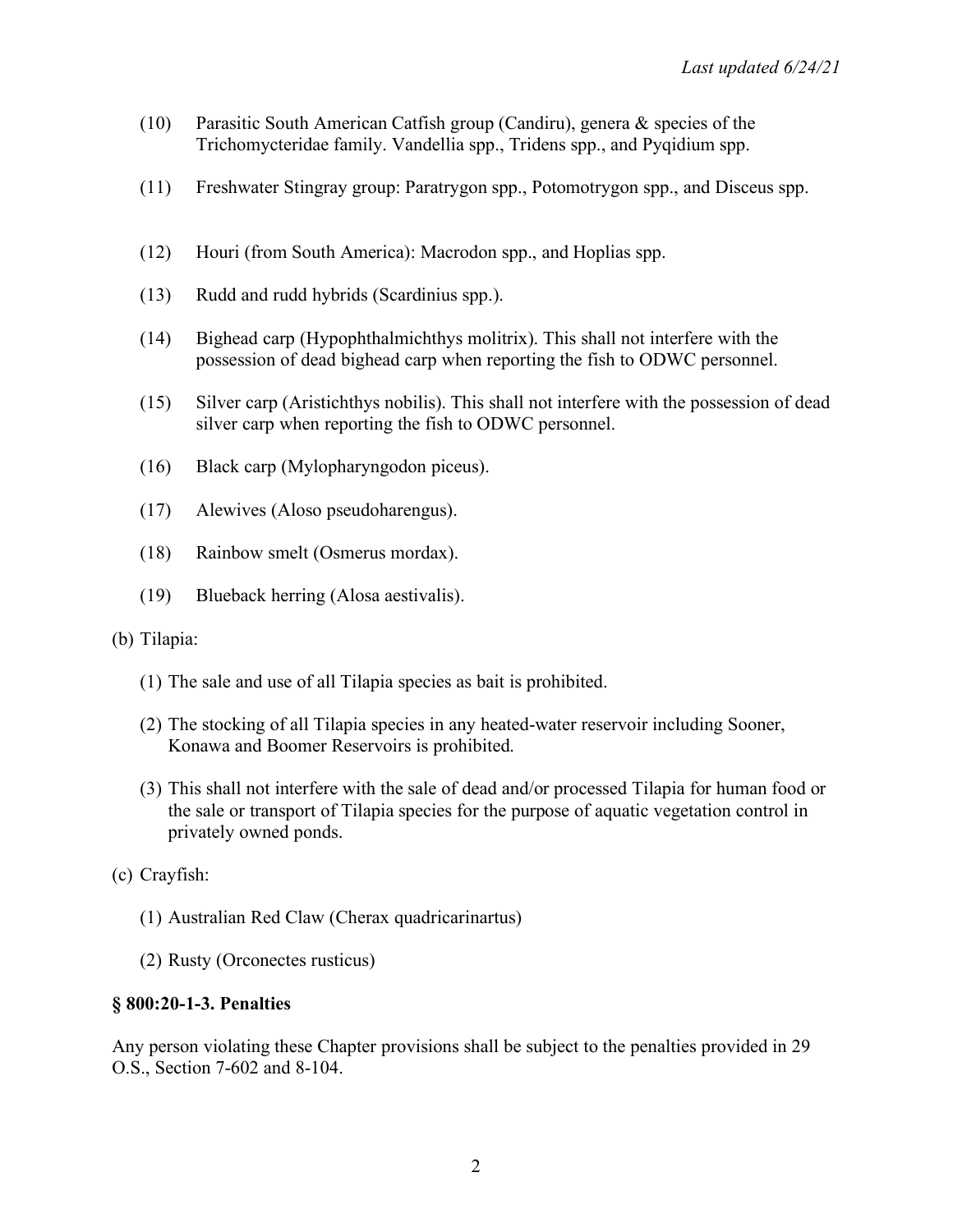(10) Parasitic South American Catfish group (Candiru), genera & species of the Trichomycteridae family. Vandellia spp., Tridens spp., and Pyqidium spp.

(11) Freshwater Stingray group: Paratrygon spp., Potomotrygon spp., and Disceus spp.

(12) Houri (from South America): Macrodon spp., and Hoplias spp.

(13) Rudd and rudd hybrids (Scardinius spp.).

(14) Bighead carp (Hypophthalmichthys molitrix). This shall not interfere with the possession of dead bighead carp when reporting the fish to ODWC personnel.

(15) Silver carp (Aristichthys nobilis). This shall not interfere with the possession of dead silver carp when reporting the fish to ODWC personnel.

(16) Black carp (Mylopharyngodon piceus).

(17) Alewives (Aloso pseudoharengus).

(18) Rainbow smelt (Osmerus mordax).

(19) Blueback herring (Alosa aestivalis).

(b) Tilapia:

(1) The sale and use of all Tilapia species as bait is prohibited.

(2) The stocking of all Tilapia species in any heated-water reservoir including Sooner, Konawa and Boomer Reservoirs is prohibited.

(3) This shall not interfere with the sale of dead and/or processed Tilapia for human food or the sale or transport of Tilapia species for the purpose of aquatic vegetation control in privately owned ponds.

(c) Crayfish:

(1) Australian Red Claw (Cherax quadricarinartus)

(2) Rusty (Orconectes rusticus)

**§ 800:20-1-3. Penalties**

Any person violating these Chapter provisions shall be subject to the penalties provided in 29 O.S., Section 7-602 and 8-104.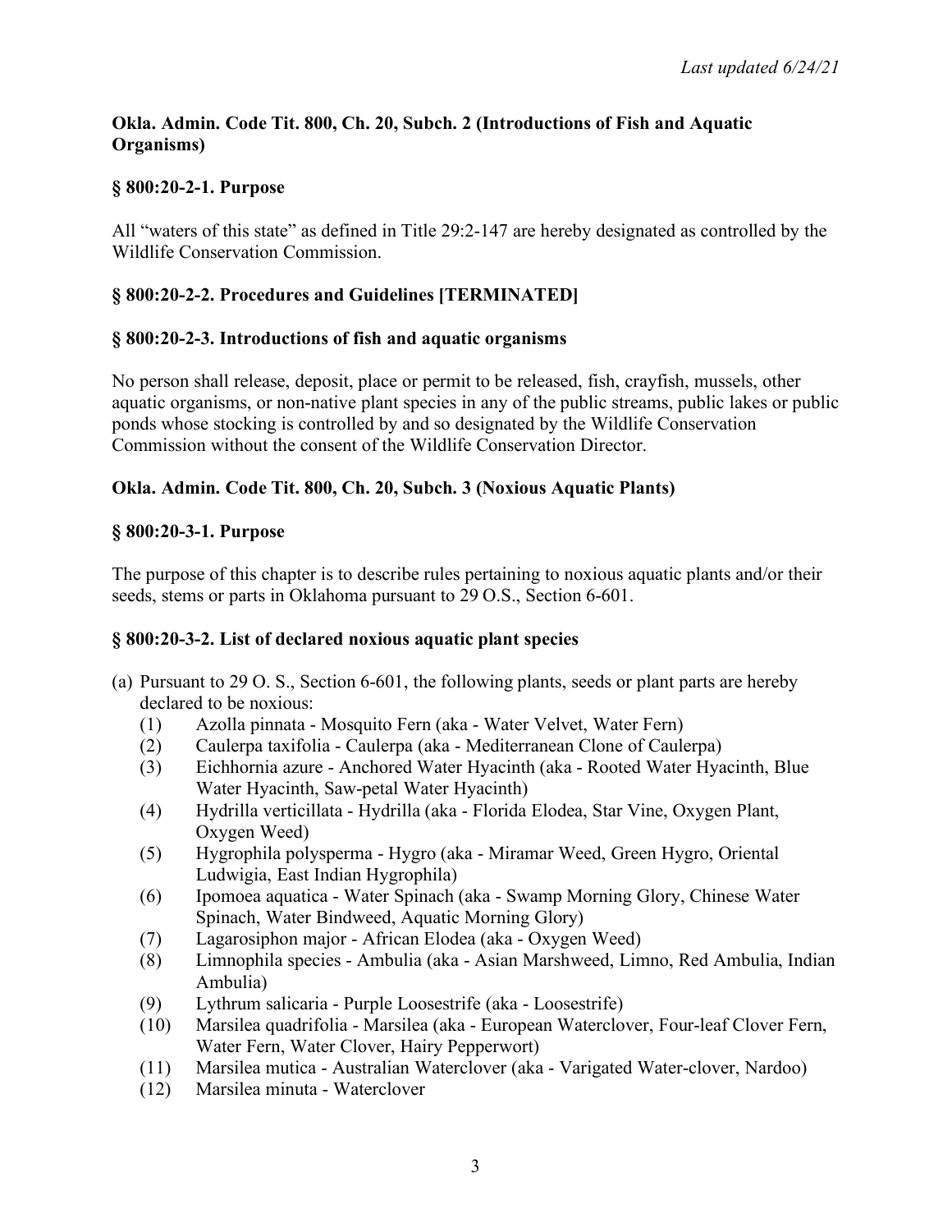*Last updated 6/24/21*

**Okla. Admin. Code Tit. 800, Ch. 20, Subch. 2 (Introductions of Fish and Aquatic Organisms)**

**§ 800:20-2-1. Purpose**

All "waters of this state" as defined in Title 29:2-147 are hereby designated as controlled by the Wildlife Conservation Commission.

**§ 800:20-2-2. Procedures and Guidelines [TERMINATED]**

**§ 800:20-2-3. Introductions of fish and aquatic organisms**

No person shall release, deposit, place or permit to be released, fish, crayfish, mussels, other aquatic organisms, or non-native plant species in any of the public streams, public lakes or public ponds whose stocking is controlled by and so designated by the Wildlife Conservation Commission without the consent of the Wildlife Conservation Director.

**Okla. Admin. Code Tit. 800, Ch. 20, Subch. 3 (Noxious Aquatic Plants)**

**§ 800:20-3-1. Purpose**

The purpose of this chapter is to describe rules pertaining to noxious aquatic plants and/or their seeds, stems or parts in Oklahoma pursuant to 29 O.S., Section 6-601.

**§ 800:20-3-2. List of declared noxious aquatic plant species**

(a) Pursuant to 29 O. S., Section 6-601, the following plants, seeds or plant parts are hereby declared to be noxious:
   (1) Azolla pinnata - Mosquito Fern (aka - Water Velvet, Water Fern)
   (2) Caulerpa taxifolia - Caulerpa (aka - Mediterranean Clone of Caulerpa)
   (3) Eichhornia azure - Anchored Water Hyacinth (aka - Rooted Water Hyacinth, Blue Water Hyacinth, Saw-petal Water Hyacinth)
   (4) Hydrilla verticillata - Hydrilla (aka - Florida Elodea, Star Vine, Oxygen Plant, Oxygen Weed)
   (5) Hygrophila polysperma - Hygro (aka - Miramar Weed, Green Hygro, Oriental Ludwigia, East Indian Hygrophila)
   (6) Ipomoea aquatica - Water Spinach (aka - Swamp Morning Glory, Chinese Water Spinach, Water Bindweed, Aquatic Morning Glory)
   (7) Lagarosiphon major - African Elodea (aka - Oxygen Weed)
   (8) Limnophila species - Ambulia (aka - Asian Marshweed, Limno, Red Ambulia, Indian Ambulia)
   (9) Lythrum salicaria - Purple Loosestrife (aka - Loosestrife)
   (10) Marsilea quadrifolia - Marsilea (aka - European Waterclover, Four-leaf Clover Fern, Water Fern, Water Clover, Hairy Pepperwort)
   (11) Marsilea mutica - Australian Waterclover (aka - Varigated Water-clover, Nardoo)
   (12) Marsilea minuta - Waterclover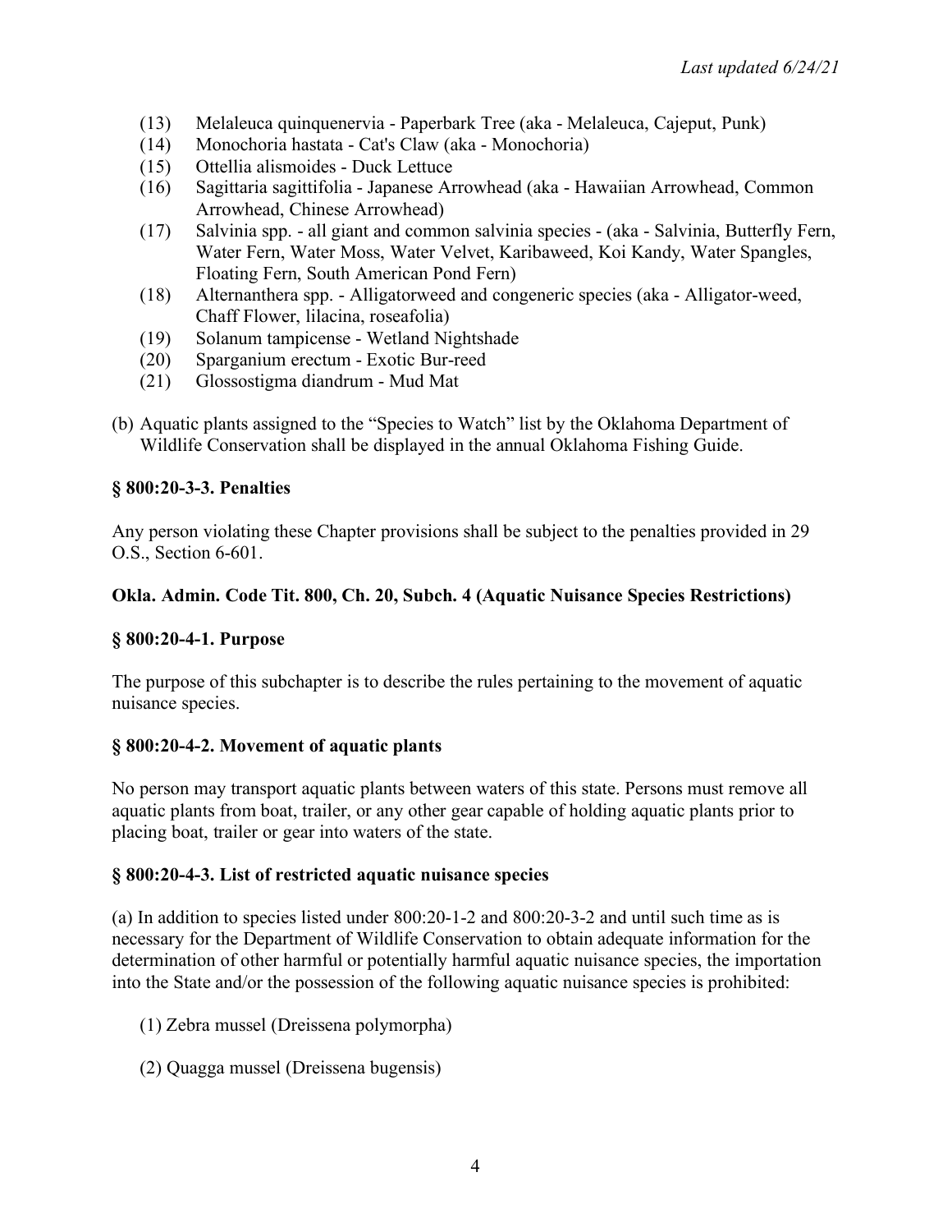(13) Melaleuca quinquenervia - Paperbark Tree (aka - Melaleuca, Cajeput, Punk)
(14) Monochoria hastata - Cat's Claw (aka - Monochoria)
(15) Ottellia alismoides - Duck Lettuce
(16) Sagittaria sagittifolia - Japanese Arrowhead (aka - Hawaiian Arrowhead, Common Arrowhead, Chinese Arrowhead)
(17) Salvinia spp. - all giant and common salvinia species - (aka - Salvinia, Butterfly Fern, Water Fern, Water Moss, Water Velvet, Karibaweed, Koi Kandy, Water Spangles, Floating Fern, South American Pond Fern)
(18) Alternanthera spp. - Alligatorweed and congeneric species (aka - Alligator-weed, Chaff Flower, lilacina, roseafolia)
(19) Solanum tampicense - Wetland Nightshade
(20) Sparganium erectum - Exotic Bur-reed
(21) Glossostigma diandrum - Mud Mat

(b) Aquatic plants assigned to the "Species to Watch" list by the Oklahoma Department of Wildlife Conservation shall be displayed in the annual Oklahoma Fishing Guide.

**§ 800:20-3-3. Penalties**

Any person violating these Chapter provisions shall be subject to the penalties provided in 29 O.S., Section 6-601.

**Okla. Admin. Code Tit. 800, Ch. 20, Subch. 4 (Aquatic Nuisance Species Restrictions)**

**§ 800:20-4-1. Purpose**

The purpose of this subchapter is to describe the rules pertaining to the movement of aquatic nuisance species.

**§ 800:20-4-2. Movement of aquatic plants**

No person may transport aquatic plants between waters of this state. Persons must remove all aquatic plants from boat, trailer, or any other gear capable of holding aquatic plants prior to placing boat, trailer or gear into waters of the state.

**§ 800:20-4-3. List of restricted aquatic nuisance species**

(a) In addition to species listed under 800:20-1-2 and 800:20-3-2 and until such time as is necessary for the Department of Wildlife Conservation to obtain adequate information for the determination of other harmful or potentially harmful aquatic nuisance species, the importation into the State and/or the possession of the following aquatic nuisance species is prohibited:

(1) Zebra mussel (Dreissena polymorpha)

(2) Quagga mussel (Dreissena bugensis)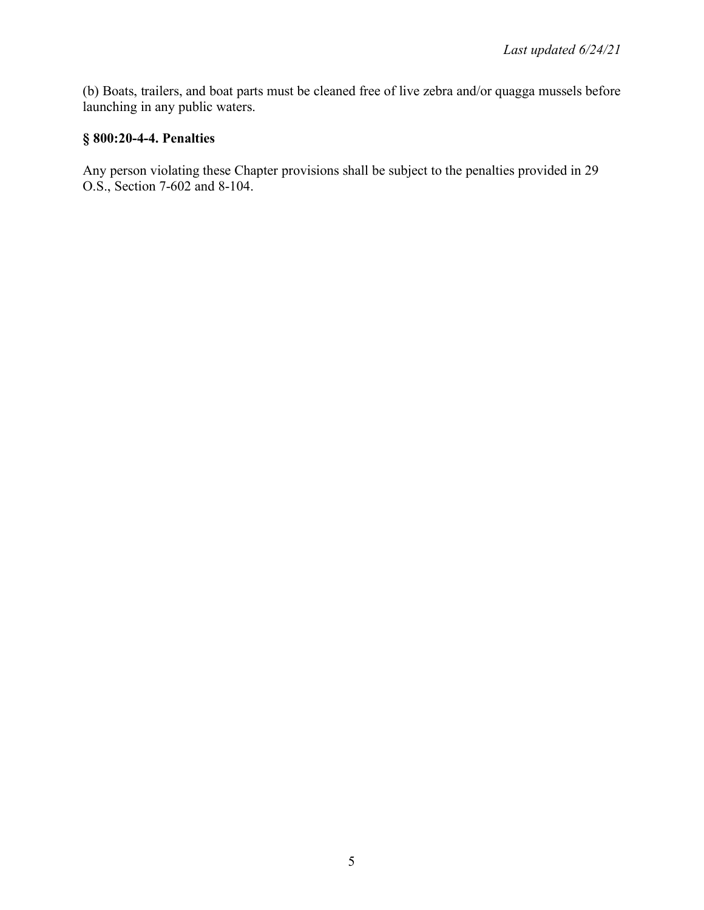(b) Boats, trailers, and boat parts must be cleaned free of live zebra and/or quagga mussels before launching in any public waters.

### § 800:20-4-4. Penalties

Any person violating these Chapter provisions shall be subject to the penalties provided in 29 O.S., Section 7-602 and 8-104.